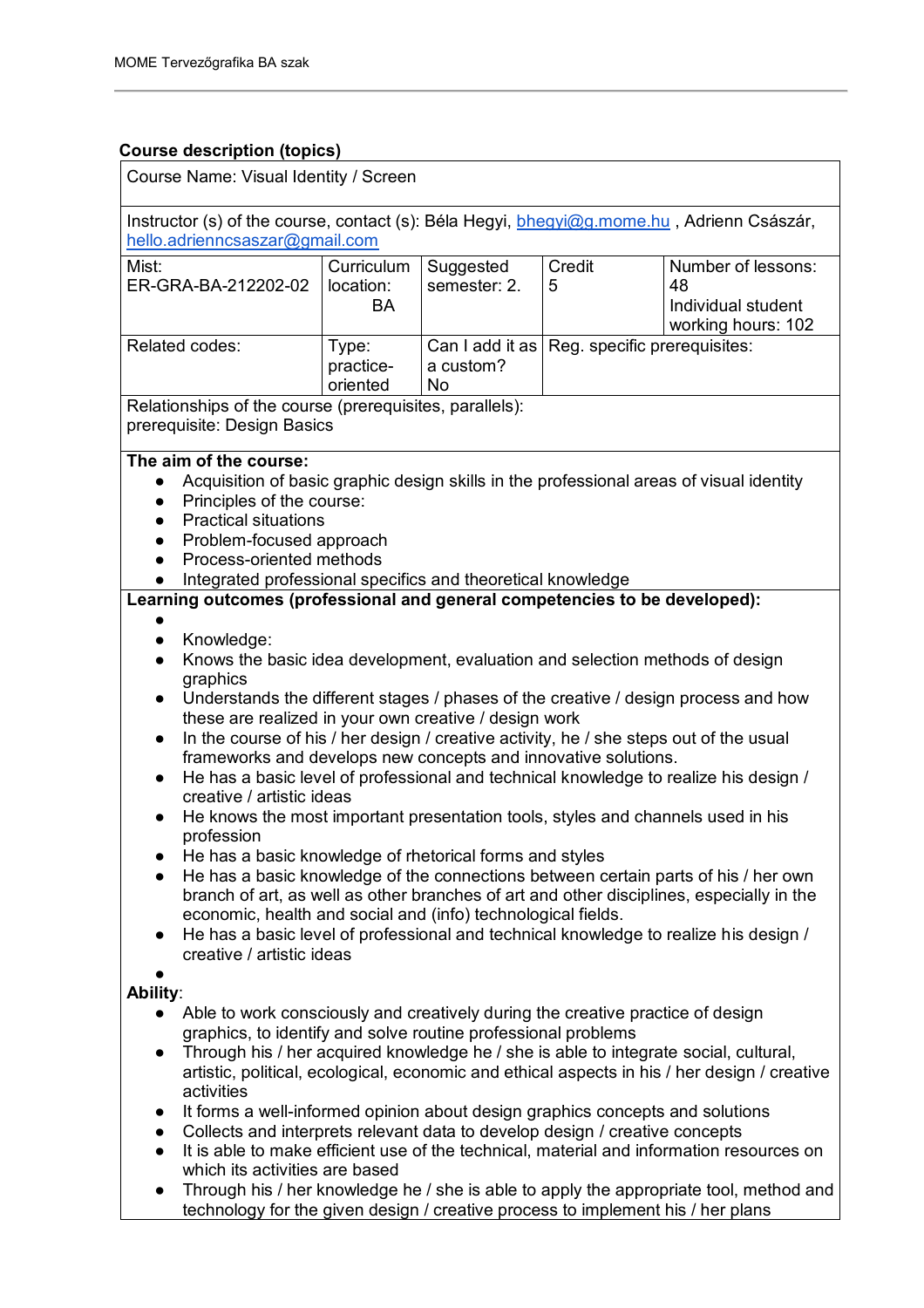### Course description (topics)

Course Name: Visual Identity / Screen

Instructor (s) of the course, contact (s): Béla Hegyi, bhegyi@g.mome.hu , Adrienn Császár, hello.adrienncsaszar@gmail.com

| Mist: ER-GRA-BA-212202-02 | Curriculum location: BA | Suggested semester: 2. | Credit 5 | Number of lessons: 48 Individual student working hours: 102 |
|---|---|---|---|---|
| Related codes: | Type: practice-oriented | Can I add it as a custom? No | Reg. specific prerequisites: | |

Relationships of the course (prerequisites, parallels):
prerequisite: Design Basics

**The aim of the course:**

- Acquisition of basic graphic design skills in the professional areas of visual identity
- Principles of the course:
- Practical situations
- Problem-focused approach
- Process-oriented methods
- Integrated professional specifics and theoretical knowledge

**Learning outcomes (professional and general competencies to be developed):**

- Knowledge:
- Knows the basic idea development, evaluation and selection methods of design graphics
- Understands the different stages / phases of the creative / design process and how these are realized in your own creative / design work
- In the course of his / her design / creative activity, he / she steps out of the usual frameworks and develops new concepts and innovative solutions.
- He has a basic level of professional and technical knowledge to realize his design / creative / artistic ideas
- He knows the most important presentation tools, styles and channels used in his profession
- He has a basic knowledge of rhetorical forms and styles
- He has a basic knowledge of the connections between certain parts of his / her own branch of art, as well as other branches of art and other disciplines, especially in the economic, health and social and (info) technological fields.
- He has a basic level of professional and technical knowledge to realize his design / creative / artistic ideas

**Ability**:

- Able to work consciously and creatively during the creative practice of design graphics, to identify and solve routine professional problems
- Through his / her acquired knowledge he / she is able to integrate social, cultural, artistic, political, ecological, economic and ethical aspects in his / her design / creative activities
- It forms a well-informed opinion about design graphics concepts and solutions
- Collects and interprets relevant data to develop design / creative concepts
- It is able to make efficient use of the technical, material and information resources on which its activities are based
- Through his / her knowledge he / she is able to apply the appropriate tool, method and technology for the given design / creative process to implement his / her plans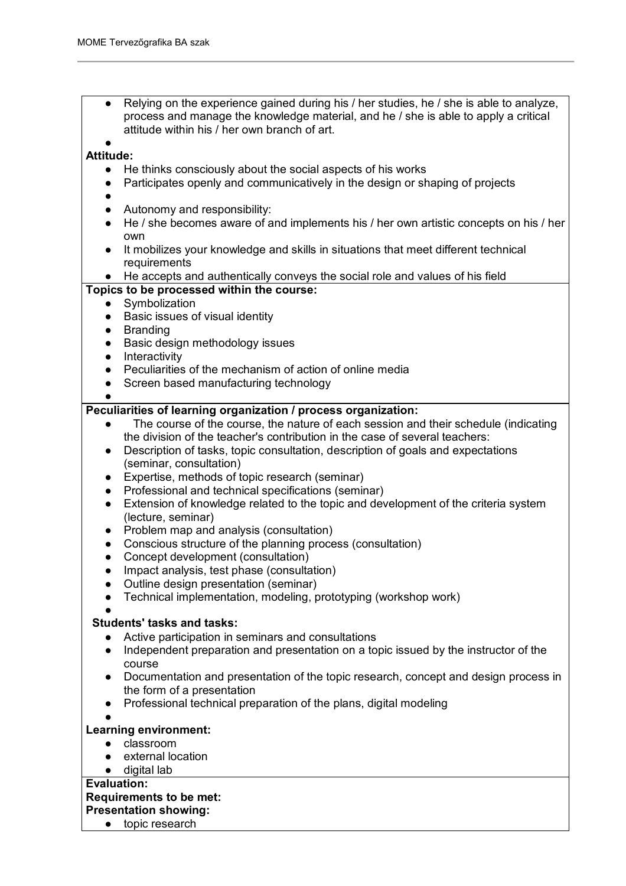- Relying on the experience gained during his / her studies, he / she is able to analyze, process and manage the knowledge material, and he / she is able to apply a critical attitude within his / her own branch of art.

**Attitude:**

- He thinks consciously about the social aspects of his works
- Participates openly and communicatively in the design or shaping of projects
- Autonomy and responsibility:
- He / she becomes aware of and implements his / her own artistic concepts on his / her own
- It mobilizes your knowledge and skills in situations that meet different technical requirements
- He accepts and authentically conveys the social role and values of his field

**Topics to be processed within the course:**

- Symbolization
- Basic issues of visual identity
- Branding
- Basic design methodology issues
- Interactivity
- Peculiarities of the mechanism of action of online media
- Screen based manufacturing technology

**Peculiarities of learning organization / process organization:**

- The course of the course, the nature of each session and their schedule (indicating the division of the teacher's contribution in the case of several teachers:
- Description of tasks, topic consultation, description of goals and expectations (seminar, consultation)
- Expertise, methods of topic research (seminar)
- Professional and technical specifications (seminar)
- Extension of knowledge related to the topic and development of the criteria system (lecture, seminar)
- Problem map and analysis (consultation)
- Conscious structure of the planning process (consultation)
- Concept development (consultation)
- Impact analysis, test phase (consultation)
- Outline design presentation (seminar)
- Technical implementation, modeling, prototyping (workshop work)

**Students' tasks and tasks:**

- Active participation in seminars and consultations
- Independent preparation and presentation on a topic issued by the instructor of the course
- Documentation and presentation of the topic research, concept and design process in the form of a presentation
- Professional technical preparation of the plans, digital modeling

**Learning environment:**

- classroom
- external location
- digital lab

**Evaluation:**

**Requirements to be met:**

**Presentation showing:**

- topic research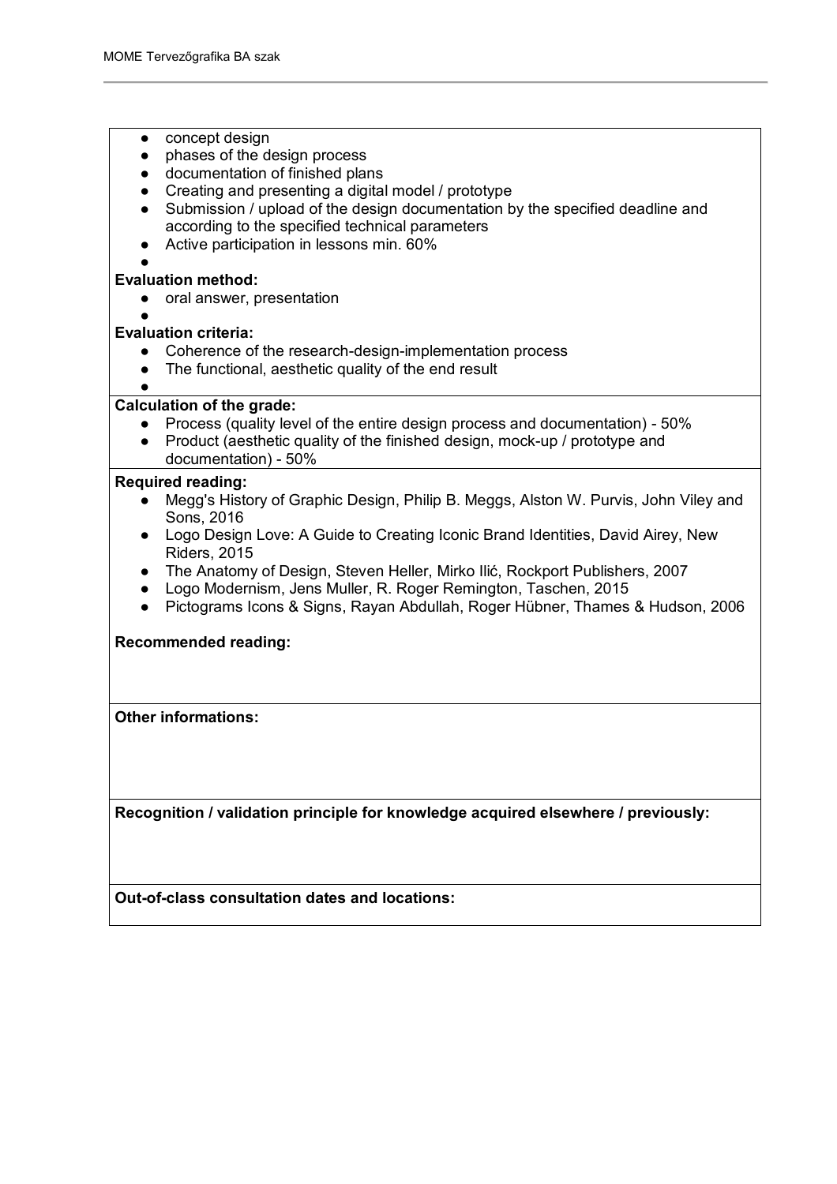- concept design
- phases of the design process
- documentation of finished plans
- Creating and presenting a digital model / prototype
- Submission / upload of the design documentation by the specified deadline and according to the specified technical parameters
- Active participation in lessons min. 60%

**Evaluation method:**

- oral answer, presentation

**Evaluation criteria:**

- Coherence of the research-design-implementation process
- The functional, aesthetic quality of the end result

**Calculation of the grade:**

- Process (quality level of the entire design process and documentation) - 50%
- Product (aesthetic quality of the finished design, mock-up / prototype and documentation) - 50%

**Required reading:**

- Megg's History of Graphic Design, Philip B. Meggs, Alston W. Purvis, John Viley and Sons, 2016
- Logo Design Love: A Guide to Creating Iconic Brand Identities, David Airey, New Riders, 2015
- The Anatomy of Design, Steven Heller, Mirko Ilić, Rockport Publishers, 2007
- Logo Modernism, Jens Muller, R. Roger Remington, Taschen, 2015
- Pictograms Icons & Signs, Rayan Abdullah, Roger Hübner, Thames & Hudson, 2006

**Recommended reading:**

**Other informations:**

**Recognition / validation principle for knowledge acquired elsewhere / previously:**

**Out-of-class consultation dates and locations:**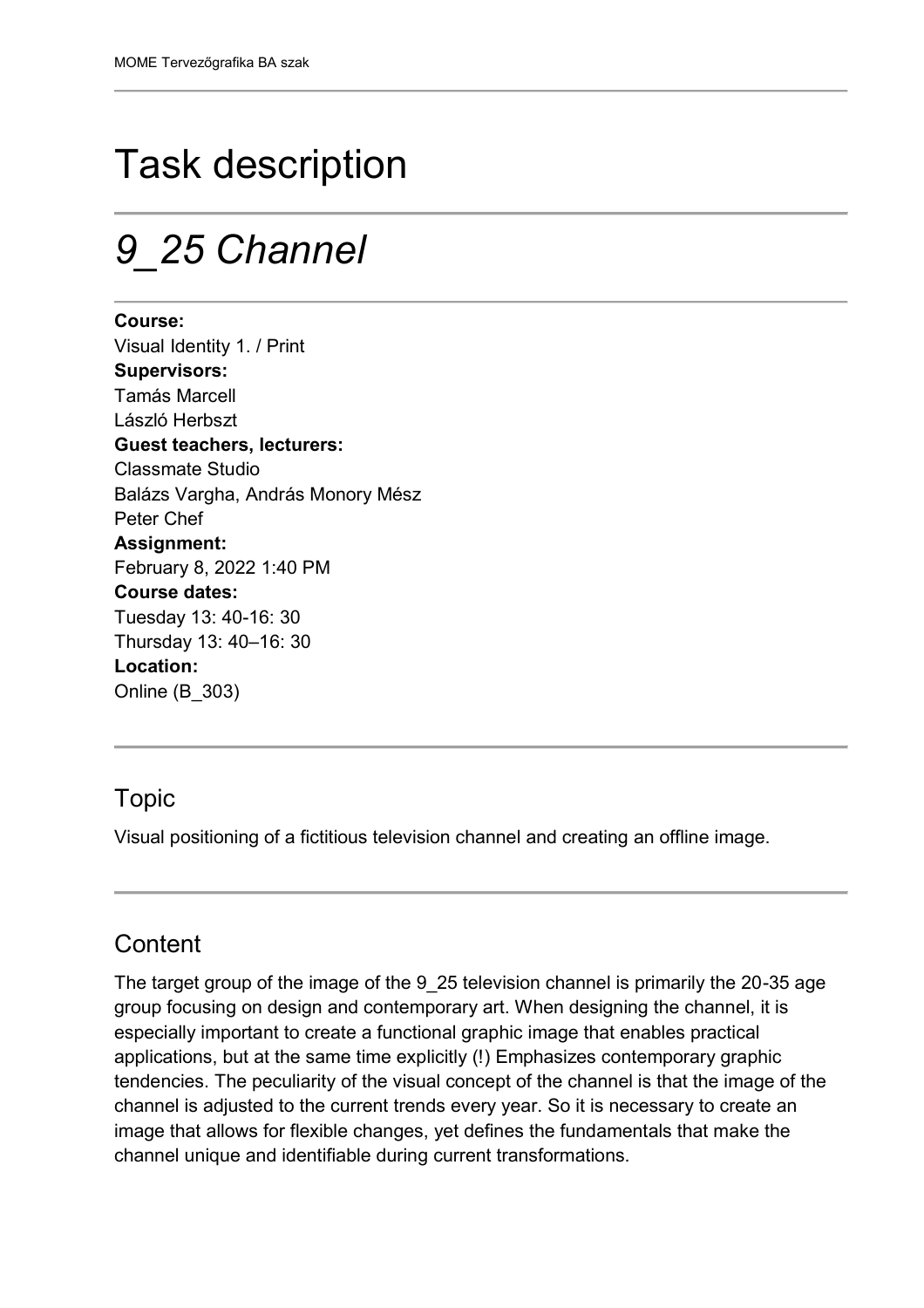# Task description

# *9_25 Channel*

**Course:**
Visual Identity 1. / Print
**Supervisors:**
Tamás Marcell
László Herbszt
**Guest teachers, lecturers:**
Classmate Studio
Balázs Vargha, András Monory Mész
Peter Chef
**Assignment:**
February 8, 2022 1:40 PM
**Course dates:**
Tuesday 13: 40-16: 30
Thursday 13: 40–16: 30
**Location:**
Online (B_303)

## Topic

Visual positioning of a fictitious television channel and creating an offline image.

## Content

The target group of the image of the 9_25 television channel is primarily the 20-35 age group focusing on design and contemporary art. When designing the channel, it is especially important to create a functional graphic image that enables practical applications, but at the same time explicitly (!) Emphasizes contemporary graphic tendencies. The peculiarity of the visual concept of the channel is that the image of the channel is adjusted to the current trends every year. So it is necessary to create an image that allows for flexible changes, yet defines the fundamentals that make the channel unique and identifiable during current transformations.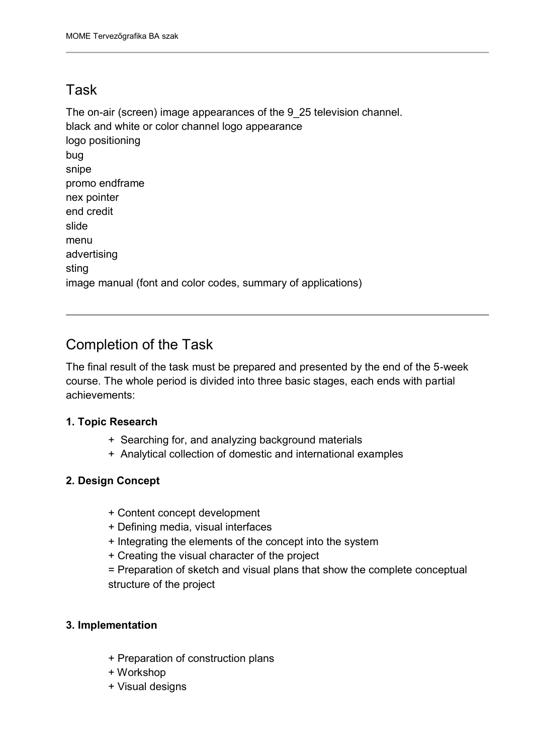## Task

The on-air (screen) image appearances of the 9_25 television channel.
black and white or color channel logo appearance
logo positioning
bug
snipe
promo endframe
nex pointer
end credit
slide
menu
advertising
sting
image manual (font and color codes, summary of applications)

---

## Completion of the Task

The final result of the task must be prepared and presented by the end of the 5-week course. The whole period is divided into three basic stages, each ends with partial achievements:

**1. Topic Research**

- + Searching for, and analyzing background materials
- + Analytical collection of domestic and international examples

**2. Design Concept**

- + Content concept development
- + Defining media, visual interfaces
- + Integrating the elements of the concept into the system
- + Creating the visual character of the project
- = Preparation of sketch and visual plans that show the complete conceptual structure of the project

**3. Implementation**

- + Preparation of construction plans
- + Workshop
- + Visual designs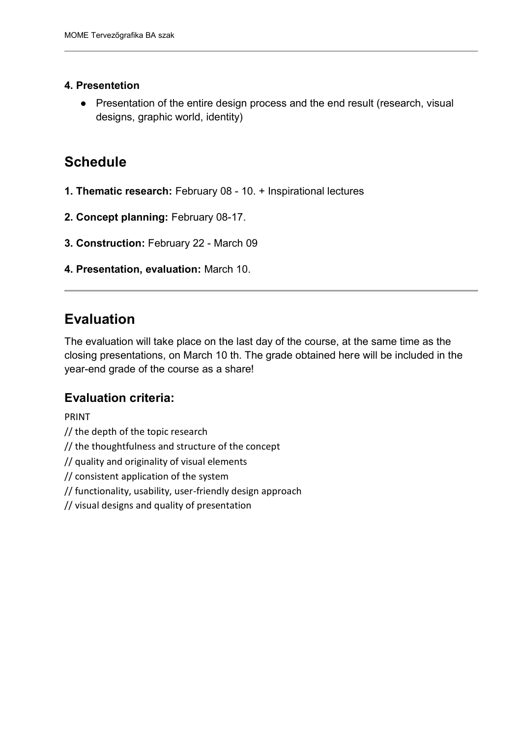**4. Presentetion**

- Presentation of the entire design process and the end result (research, visual designs, graphic world, identity)

## Schedule

**1. Thematic research:** February 08 - 10. + Inspirational lectures

**2. Concept planning:** February 08-17.

**3. Construction:** February 22 - March 09

**4. Presentation, evaluation:** March 10.

## Evaluation

The evaluation will take place on the last day of the course, at the same time as the closing presentations, on March 10 th. The grade obtained here will be included in the year-end grade of the course as a share!

### Evaluation criteria:

PRINT

// the depth of the topic research

// the thoughtfulness and structure of the concept

// quality and originality of visual elements

// consistent application of the system

// functionality, usability, user-friendly design approach

// visual designs and quality of presentation